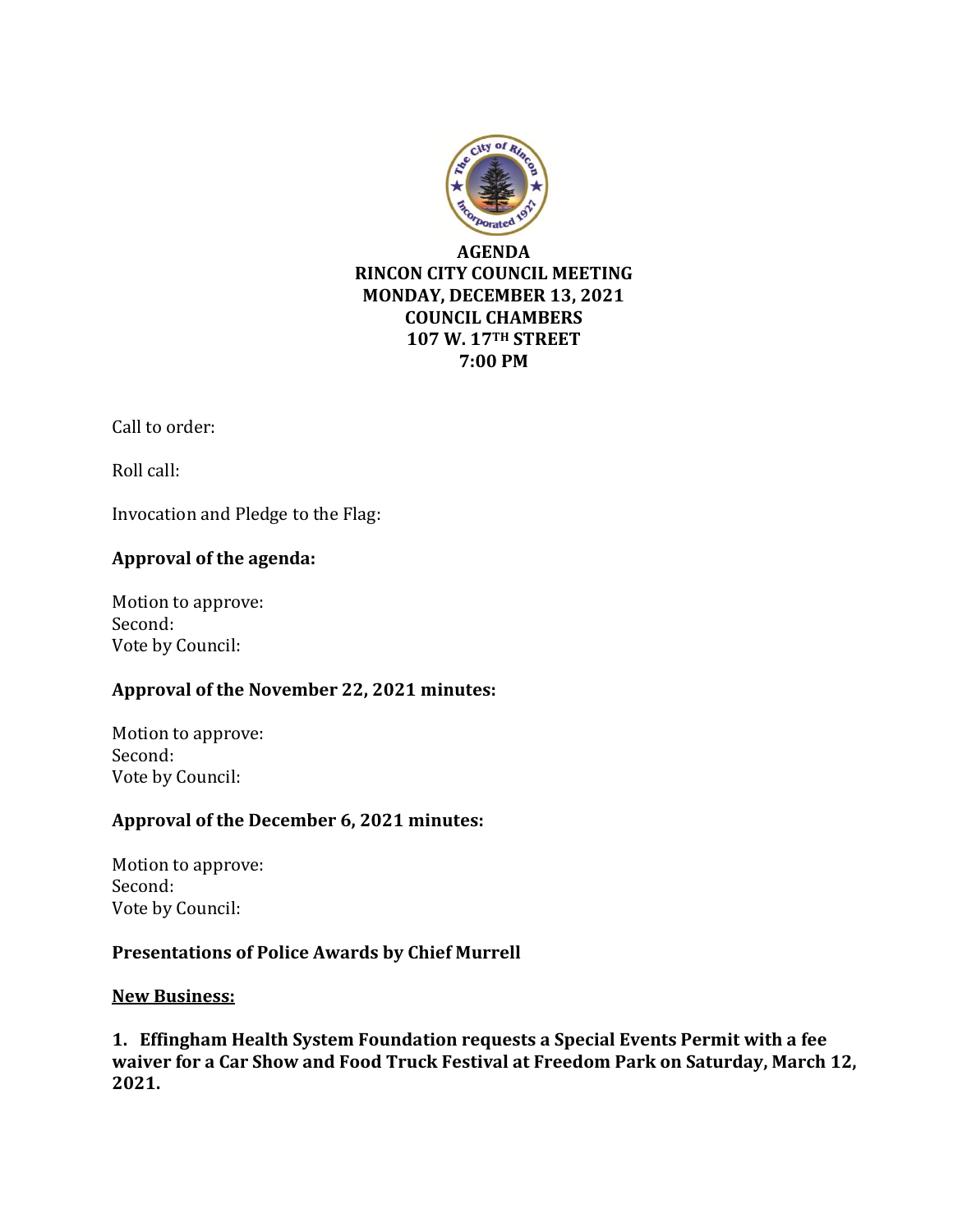# AGENDA
# RINCON CITY COUNCIL MEETING
# MONDAY, DECEMBER 13, 2021
# COUNCIL CHAMBERS
# 107 W. 17TH STREET
# 7:00 PM

Call to order:

Roll call:

Invocation and Pledge to the Flag:

**Approval of the agenda:**

Motion to approve:
Second:
Vote by Council:

**Approval of the November 22, 2021 minutes:**

Motion to approve:
Second:
Vote by Council:

**Approval of the December 6, 2021 minutes:**

Motion to approve:
Second:
Vote by Council:

**Presentations of Police Awards by Chief Murrell**

**New Business:**

**1. Effingham Health System Foundation requests a Special Events Permit with a fee waiver for a Car Show and Food Truck Festival at Freedom Park on Saturday, March 12, 2021.**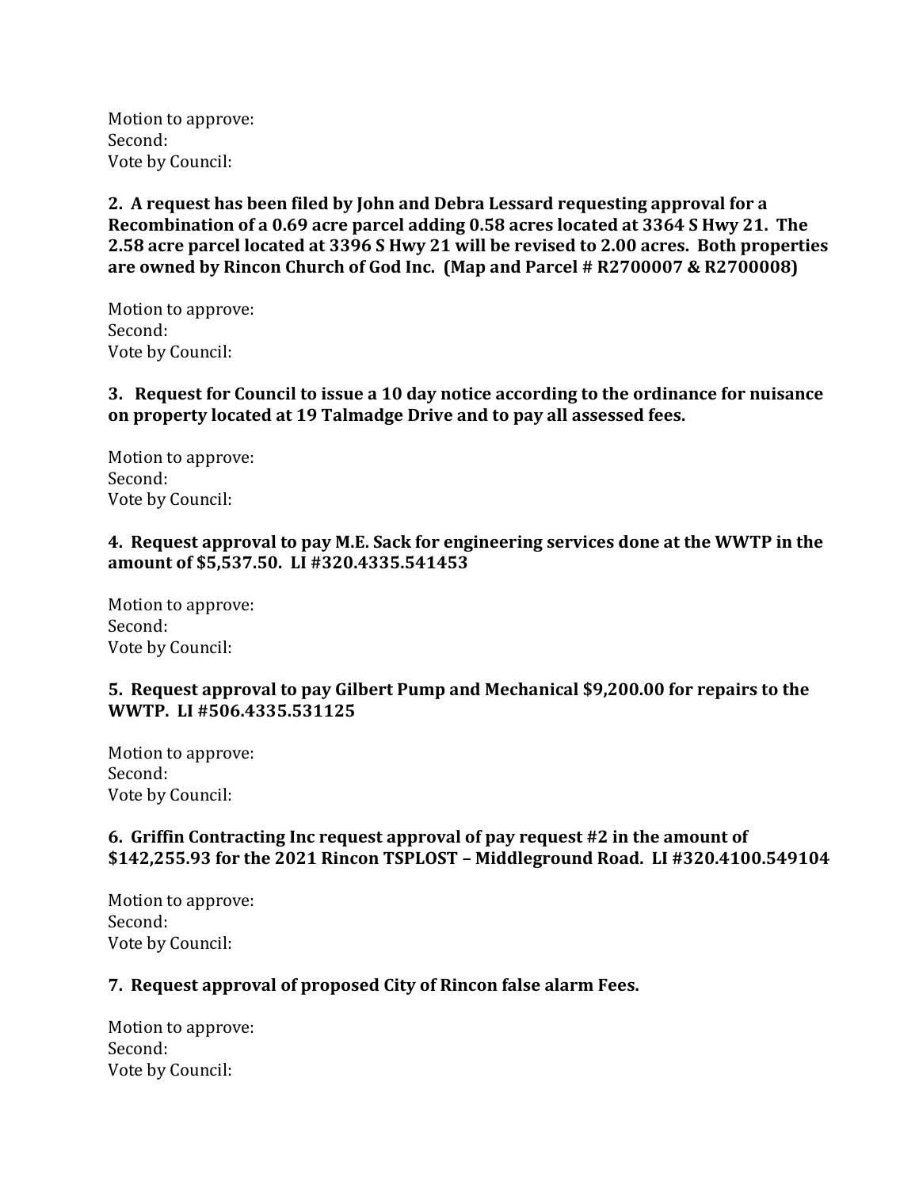Motion to approve:
Second:
Vote by Council:

**2. A request has been filed by John and Debra Lessard requesting approval for a Recombination of a 0.69 acre parcel adding 0.58 acres located at 3364 S Hwy 21. The 2.58 acre parcel located at 3396 S Hwy 21 will be revised to 2.00 acres. Both properties are owned by Rincon Church of God Inc. (Map and Parcel # R2700007 & R2700008)**

Motion to approve:
Second:
Vote by Council:

**3. Request for Council to issue a 10 day notice according to the ordinance for nuisance on property located at 19 Talmadge Drive and to pay all assessed fees.**

Motion to approve:
Second:
Vote by Council:

**4. Request approval to pay M.E. Sack for engineering services done at the WWTP in the amount of $5,537.50. LI #320.4335.541453**

Motion to approve:
Second:
Vote by Council:

**5. Request approval to pay Gilbert Pump and Mechanical $9,200.00 for repairs to the WWTP. LI #506.4335.531125**

Motion to approve:
Second:
Vote by Council:

**6. Griffin Contracting Inc request approval of pay request #2 in the amount of $142,255.93 for the 2021 Rincon TSPLOST – Middleground Road. LI #320.4100.549104**

Motion to approve:
Second:
Vote by Council:

**7. Request approval of proposed City of Rincon false alarm Fees.**

Motion to approve:
Second:
Vote by Council: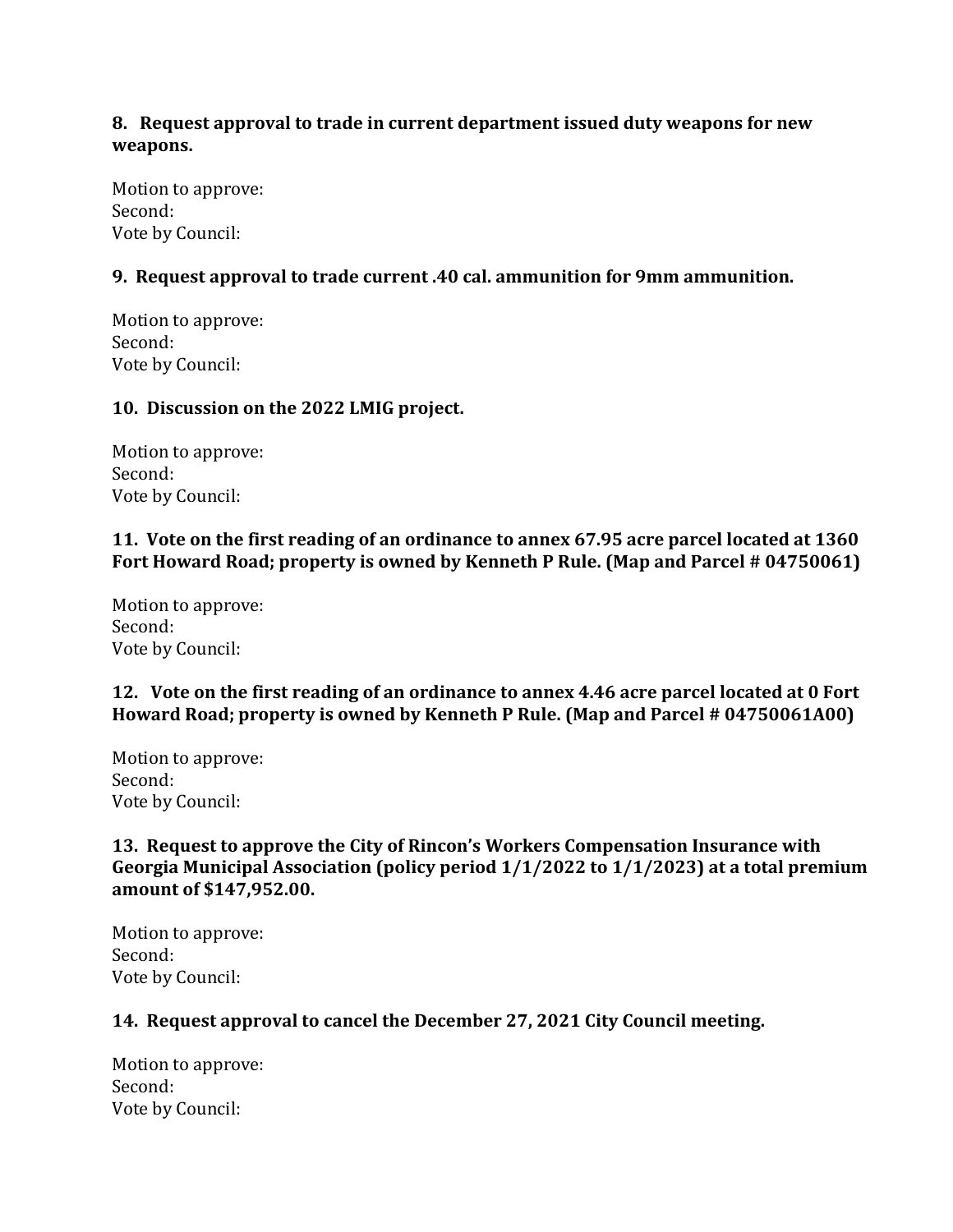**8. Request approval to trade in current department issued duty weapons for new weapons.**

Motion to approve:  
Second:  
Vote by Council:

**9. Request approval to trade current .40 cal. ammunition for 9mm ammunition.**

Motion to approve:  
Second:  
Vote by Council:

**10. Discussion on the 2022 LMIG project.**

Motion to approve:  
Second:  
Vote by Council:

**11. Vote on the first reading of an ordinance to annex 67.95 acre parcel located at 1360 Fort Howard Road; property is owned by Kenneth P Rule. (Map and Parcel # 04750061)**

Motion to approve:  
Second:  
Vote by Council:

**12. Vote on the first reading of an ordinance to annex 4.46 acre parcel located at 0 Fort Howard Road; property is owned by Kenneth P Rule. (Map and Parcel # 04750061A00)**

Motion to approve:  
Second:  
Vote by Council:

**13. Request to approve the City of Rincon's Workers Compensation Insurance with Georgia Municipal Association (policy period 1/1/2022 to 1/1/2023) at a total premium amount of $147,952.00.**

Motion to approve:  
Second:  
Vote by Council:

**14. Request approval to cancel the December 27, 2021 City Council meeting.**

Motion to approve:  
Second:  
Vote by Council: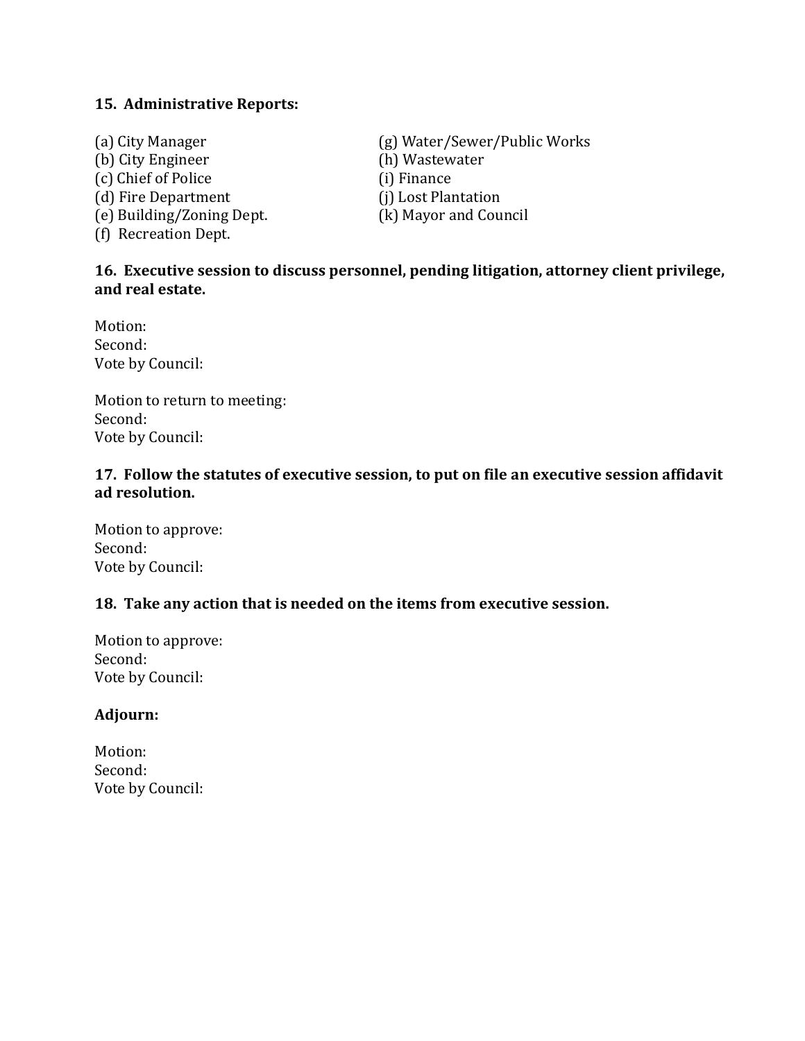**15. Administrative Reports:**

(a) City Manager
(b) City Engineer
(c) Chief of Police
(d) Fire Department
(e) Building/Zoning Dept.
(f) Recreation Dept.
(g) Water/Sewer/Public Works
(h) Wastewater
(i) Finance
(j) Lost Plantation
(k) Mayor and Council

**16. Executive session to discuss personnel, pending litigation, attorney client privilege, and real estate.**

Motion:
Second:
Vote by Council:

Motion to return to meeting:
Second:
Vote by Council:

**17. Follow the statutes of executive session, to put on file an executive session affidavit ad resolution.**

Motion to approve:
Second:
Vote by Council:

**18. Take any action that is needed on the items from executive session.**

Motion to approve:
Second:
Vote by Council:

**Adjourn:**

Motion:
Second:
Vote by Council: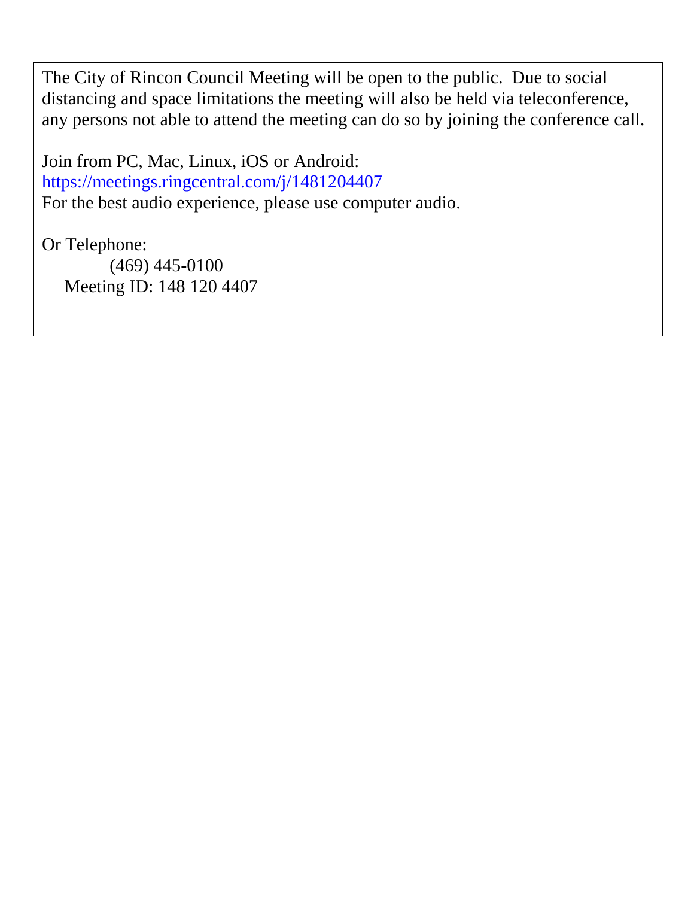The City of Rincon Council Meeting will be open to the public. Due to social distancing and space limitations the meeting will also be held via teleconference, any persons not able to attend the meeting can do so by joining the conference call.

Join from PC, Mac, Linux, iOS or Android:
https://meetings.ringcentral.com/j/1481204407
For the best audio experience, please use computer audio.

Or Telephone:
(469) 445-0100
Meeting ID: 148 120 4407